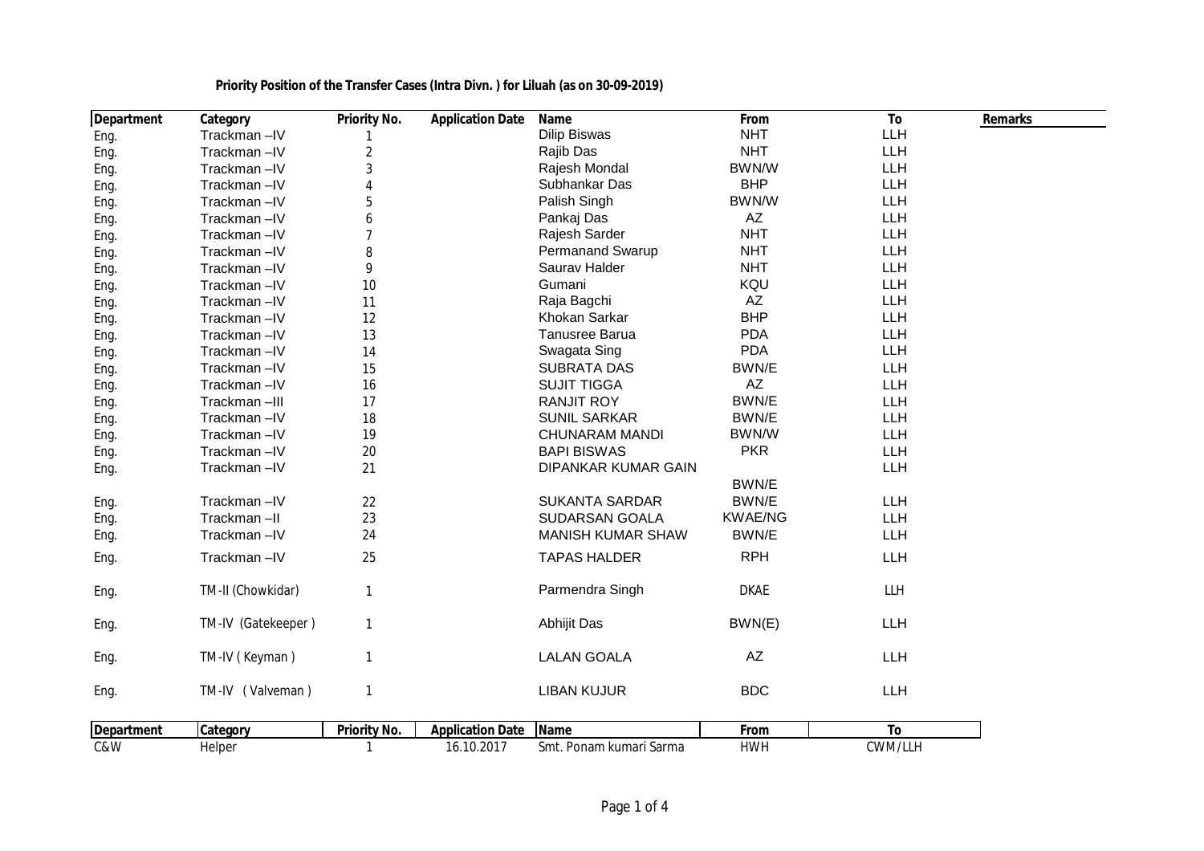**Priority Position of the Transfer Cases (Intra Divn. ) for Liluah (as on 30-09-2019)**

| Department | Category | Priority No. | Application Date | Name | From | To | Remarks |
|---|---|---|---|---|---|---|---|
| Eng. | Trackman –IV | 1 | | Dilip Biswas | NHT | LLH | |
| Eng. | Trackman –IV | 2 | | Rajib Das | NHT | LLH | |
| Eng. | Trackman –IV | 3 | | Rajesh Mondal | BWN/W | LLH | |
| Eng. | Trackman –IV | 4 | | Subhankar Das | BHP | LLH | |
| Eng. | Trackman –IV | 5 | | Palish Singh | BWN/W | LLH | |
| Eng. | Trackman –IV | 6 | | Pankaj Das | AZ | LLH | |
| Eng. | Trackman –IV | 7 | | Rajesh Sarder | NHT | LLH | |
| Eng. | Trackman –IV | 8 | | Permanand Swarup | NHT | LLH | |
| Eng. | Trackman –IV | 9 | | Saurav Halder | NHT | LLH | |
| Eng. | Trackman –IV | 10 | | Gumani | KQU | LLH | |
| Eng. | Trackman –IV | 11 | | Raja Bagchi | AZ | LLH | |
| Eng. | Trackman –IV | 12 | | Khokan Sarkar | BHP | LLH | |
| Eng. | Trackman –IV | 13 | | Tanusree Barua | PDA | LLH | |
| Eng. | Trackman –IV | 14 | | Swagata Sing | PDA | LLH | |
| Eng. | Trackman –IV | 15 | | SUBRATA DAS | BWN/E | LLH | |
| Eng. | Trackman –IV | 16 | | SUJIT TIGGA | AZ | LLH | |
| Eng. | Trackman –III | 17 | | RANJIT ROY | BWN/E | LLH | |
| Eng. | Trackman –IV | 18 | | SUNIL SARKAR | BWN/E | LLH | |
| Eng. | Trackman –IV | 19 | | CHUNARAM MANDI | BWN/W | LLH | |
| Eng. | Trackman –IV | 20 | | BAPI BISWAS | PKR | LLH | |
| Eng. | Trackman –IV | 21 | | DIPANKAR KUMAR GAIN | BWN/E | LLH | |
| Eng. | Trackman –IV | 22 | | SUKANTA SARDAR | BWN/E | LLH | |
| Eng. | Trackman –II | 23 | | SUDARSAN GOALA | KWAE/NG | LLH | |
| Eng. | Trackman –IV | 24 | | MANISH KUMAR SHAW | BWN/E | LLH | |
| Eng. | Trackman –IV | 25 | | TAPAS HALDER | RPH | LLH | |
| Eng. | TM-II (Chowkidar) | 1 | | Parmendra Singh | DKAE | LLH | |
| Eng. | TM-IV (Gatekeeper ) | 1 | | Abhijit Das | BWN(E) | LLH | |
| Eng. | TM-IV ( Keyman ) | 1 | | LALAN GOALA | AZ | LLH | |
| Eng. | TM-IV ( Valveman ) | 1 | | LIBAN KUJUR | BDC | LLH | |

| Department | Category | Priority No. | Application Date | Name | From | To |
|---|---|---|---|---|---|---|
| C&W | Helper | 1 | 16.10.2017 | Smt. Ponam kumari Sarma | HWH | CWM/LLH |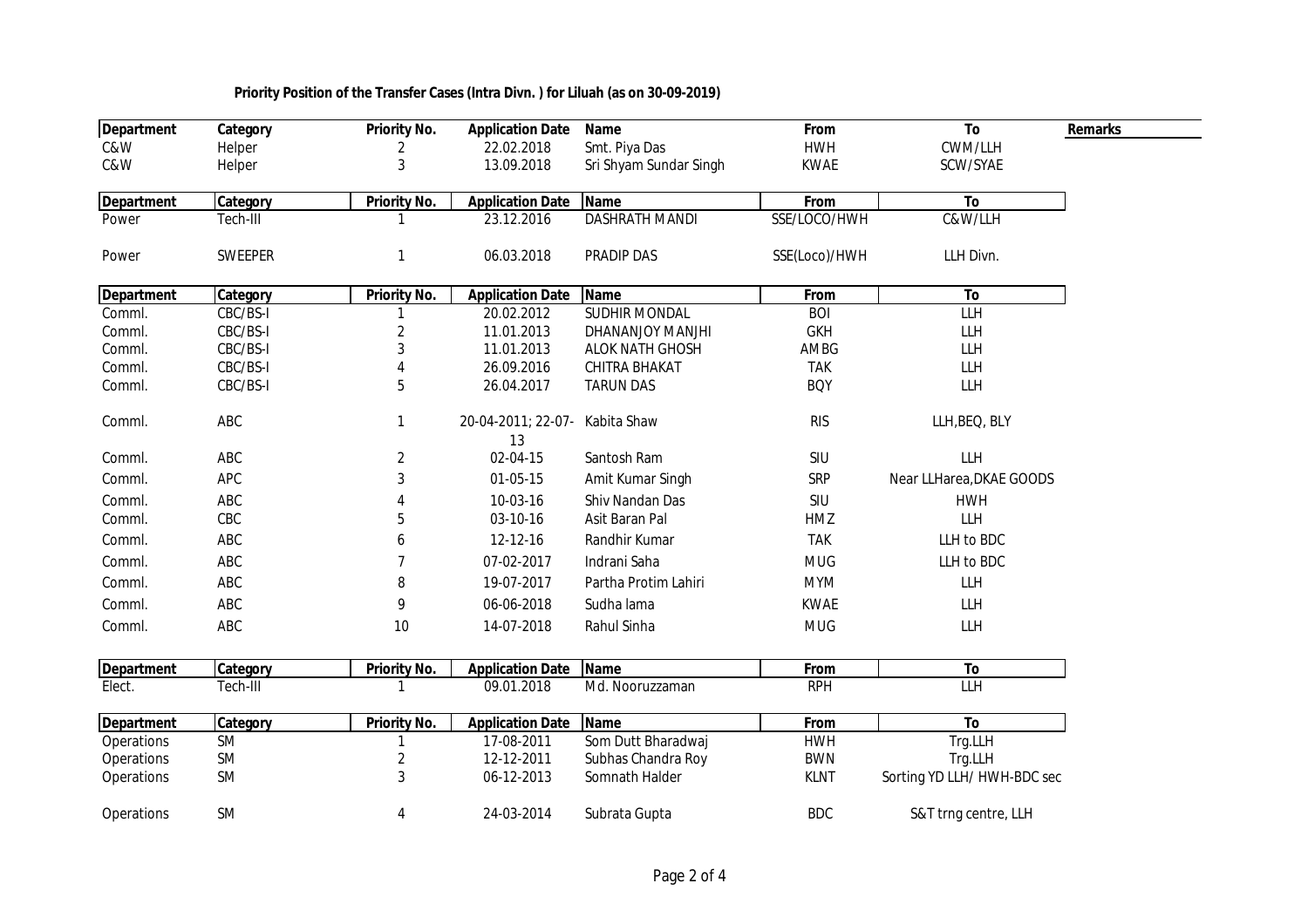**Priority Position of the Transfer Cases (Intra Divn. ) for Liluah (as on 30-09-2019)**

| Department | Category | Priority No. | Application Date | Name | From | To | Remarks |
|---|---|---|---|---|---|---|---|
| C&W | Helper | 2 | 22.02.2018 | Smt. Piya Das | HWH | CWM/LLH | |
| C&W | Helper | 3 | 13.09.2018 | Sri Shyam Sundar Singh | KWAE | SCW/SYAE | |

| Department | Category | Priority No. | Application Date | Name | From | To |
|---|---|---|---|---|---|---|
| Power | Tech-III | 1 | 23.12.2016 | DASHRATH MANDI | SSE/LOCO/HWH | C&W/LLH |
| Power | SWEEPER | 1 | 06.03.2018 | PRADIP DAS | SSE(Loco)/HWH | LLH Divn. |

| Department | Category | Priority No. | Application Date | Name | From | To |
|---|---|---|---|---|---|---|
| Comml. | CBC/BS-I | 1 | 20.02.2012 | SUDHIR MONDAL | BOI | LLH |
| Comml. | CBC/BS-I | 2 | 11.01.2013 | DHANANJOY MANJHI | GKH | LLH |
| Comml. | CBC/BS-I | 3 | 11.01.2013 | ALOK NATH GHOSH | AMBG | LLH |
| Comml. | CBC/BS-I | 4 | 26.09.2016 | CHITRA BHAKAT | TAK | LLH |
| Comml. | CBC/BS-I | 5 | 26.04.2017 | TARUN DAS | BQY | LLH |
| Comml. | ABC | 1 | 20-04-2011; 22-07-13 | Kabita Shaw | RIS | LLH,BEQ, BLY |
| Comml. | ABC | 2 | 02-04-15 | Santosh Ram | SIU | LLH |
| Comml. | APC | 3 | 01-05-15 | Amit Kumar Singh | SRP | Near LLHarea,DKAE GOODS |
| Comml. | ABC | 4 | 10-03-16 | Shiv Nandan Das | SIU | HWH |
| Comml. | CBC | 5 | 03-10-16 | Asit Baran Pal | HMZ | LLH |
| Comml. | ABC | 6 | 12-12-16 | Randhir Kumar | TAK | LLH to BDC |
| Comml. | ABC | 7 | 07-02-2017 | Indrani Saha | MUG | LLH to BDC |
| Comml. | ABC | 8 | 19-07-2017 | Partha Protim Lahiri | MYM | LLH |
| Comml. | ABC | 9 | 06-06-2018 | Sudha lama | KWAE | LLH |
| Comml. | ABC | 10 | 14-07-2018 | Rahul Sinha | MUG | LLH |

| Department | Category | Priority No. | Application Date | Name | From | To |
|---|---|---|---|---|---|---|
| Elect. | Tech-III | 1 | 09.01.2018 | Md. Nooruzzaman | RPH | LLH |

| Department | Category | Priority No. | Application Date | Name | From | To |
|---|---|---|---|---|---|---|
| Operations | SM | 1 | 17-08-2011 | Som Dutt Bharadwaj | HWH | Trg.LLH |
| Operations | SM | 2 | 12-12-2011 | Subhas Chandra Roy | BWN | Trg.LLH |
| Operations | SM | 3 | 06-12-2013 | Somnath Halder | KLNT | Sorting YD LLH/ HWH-BDC sec |
| Operations | SM | 4 | 24-03-2014 | Subrata Gupta | BDC | S&T trng centre, LLH |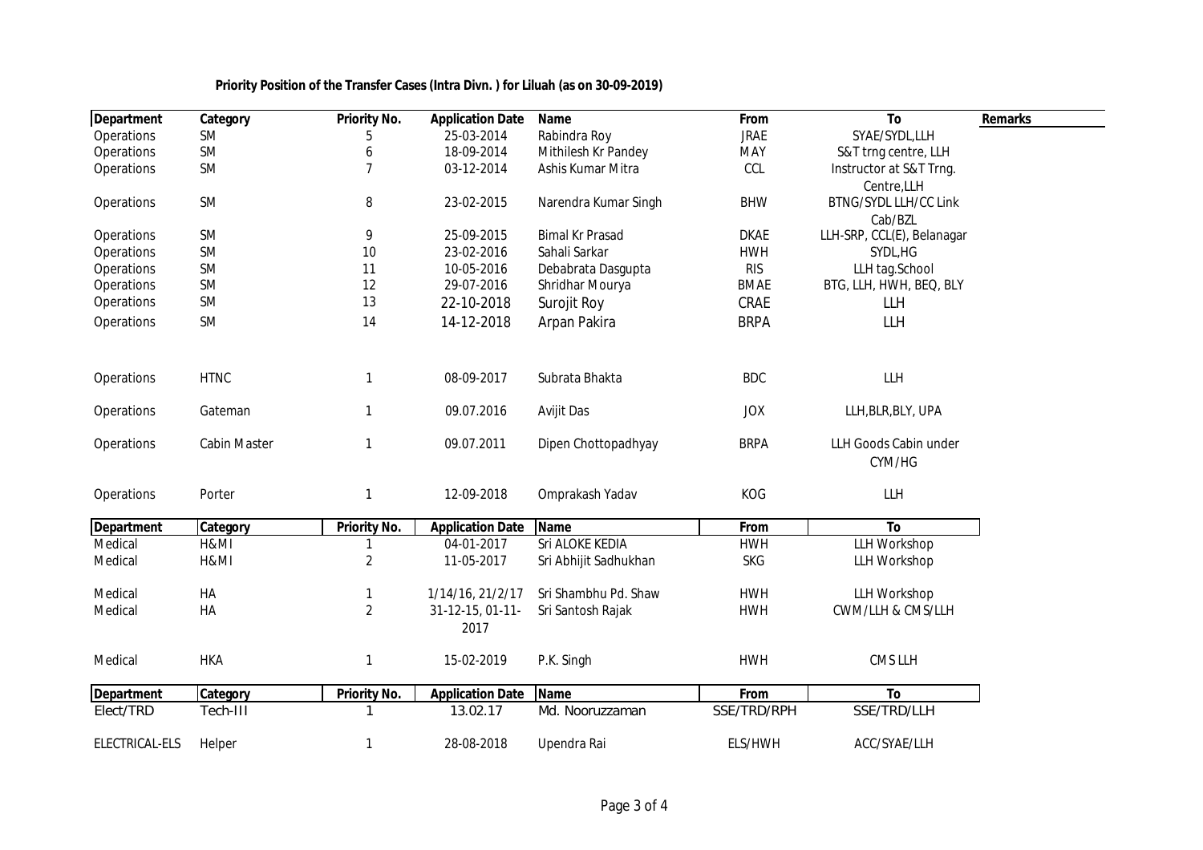**Priority Position of the Transfer Cases (Intra Divn. ) for Liluah (as on 30-09-2019)**

| Department | Category | Priority No. | Application Date | Name | From | To | Remarks |
|---|---|---|---|---|---|---|---|
| Operations | SM | 5 | 25-03-2014 | Rabindra Roy | JRAE | SYAE/SYDL,LLH | |
| Operations | SM | 6 | 18-09-2014 | Mithilesh Kr Pandey | MAY | S&T trng centre, LLH | |
| Operations | SM | 7 | 03-12-2014 | Ashis Kumar Mitra | CCL | Instructor at S&T Trng. Centre,LLH | |
| Operations | SM | 8 | 23-02-2015 | Narendra Kumar Singh | BHW | BTNG/SYDL LLH/CC Link Cab/BZL | |
| Operations | SM | 9 | 25-09-2015 | Bimal Kr Prasad | DKAE | LLH-SRP, CCL(E), Belanagar | |
| Operations | SM | 10 | 23-02-2016 | Sahali Sarkar | HWH | SYDL,HG | |
| Operations | SM | 11 | 10-05-2016 | Debabrata Dasgupta | RIS | LLH tag.School | |
| Operations | SM | 12 | 29-07-2016 | Shridhar Mourya | BMAE | BTG, LLH, HWH, BEQ, BLY | |
| Operations | SM | 13 | 22-10-2018 | Surojit Roy | CRAE | LLH | |
| Operations | SM | 14 | 14-12-2018 | Arpan Pakira | BRPA | LLH | |
| Operations | HTNC | 1 | 08-09-2017 | Subrata Bhakta | BDC | LLH | |
| Operations | Gateman | 1 | 09.07.2016 | Avijit Das | JOX | LLH,BLR,BLY, UPA | |
| Operations | Cabin Master | 1 | 09.07.2011 | Dipen Chottopadhyay | BRPA | LLH Goods Cabin under CYM/HG | |
| Operations | Porter | 1 | 12-09-2018 | Omprakash Yadav | KOG | LLH | |

| Department | Category | Priority No. | Application Date | Name | From | To |
|---|---|---|---|---|---|---|
| Medical | H&MI | 1 | 04-01-2017 | Sri ALOKE KEDIA | HWH | LLH Workshop |
| Medical | H&MI | 2 | 11-05-2017 | Sri Abhijit Sadhukhan | SKG | LLH Workshop |
| Medical | HA | 1 | 1/14/16, 21/2/17 | Sri Shambhu Pd. Shaw | HWH | LLH Workshop |
| Medical | HA | 2 | 31-12-15, 01-11-2017 | Sri Santosh Rajak | HWH | CWM/LLH & CMS/LLH |
| Medical | HKA | 1 | 15-02-2019 | P.K. Singh | HWH | CMS LLH |

| Department | Category | Priority No. | Application Date | Name | From | To |
|---|---|---|---|---|---|---|
| Elect/TRD | Tech-III | 1 | 13.02.17 | Md. Nooruzzaman | SSE/TRD/RPH | SSE/TRD/LLH |
| ELECTRICAL-ELS | Helper | 1 | 28-08-2018 | Upendra Rai | ELS/HWH | ACC/SYAE/LLH |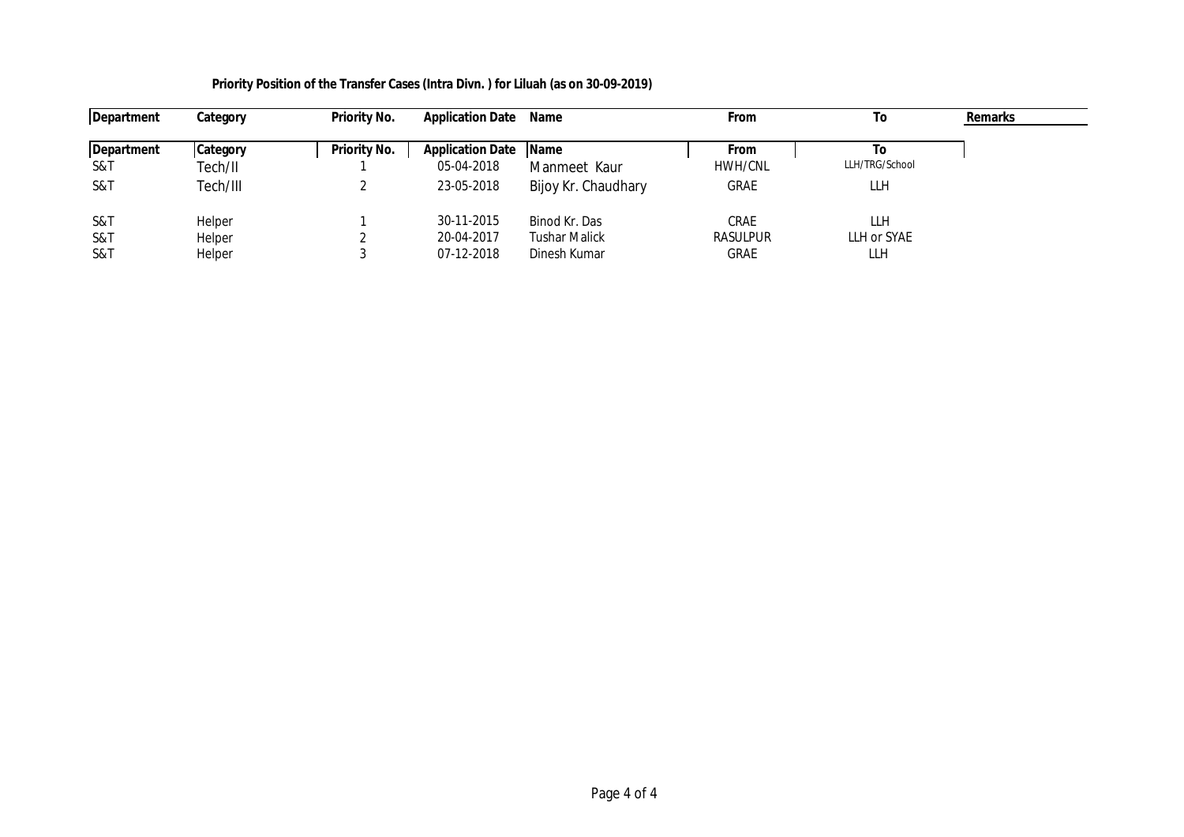**Priority Position of the Transfer Cases (Intra Divn. ) for Liluah (as on 30-09-2019)**

| Department | Category | Priority No. | Application Date | Name | From | To | Remarks |
|---|---|---|---|---|---|---|---|
| Department | Category | Priority No. | Application Date | Name | From | To | |
| S&T | Tech/II | 1 | 05-04-2018 | Manmeet Kaur | HWH/CNL | LLH/TRG/School | |
| S&T | Tech/III | 2 | 23-05-2018 | Bijoy Kr. Chaudhary | GRAE | LLH | |
| S&T | Helper | 1 | 30-11-2015 | Binod Kr. Das | CRAE | LLH | |
| S&T | Helper | 2 | 20-04-2017 | Tushar Malick | RASULPUR | LLH or SYAE | |
| S&T | Helper | 3 | 07-12-2018 | Dinesh Kumar | GRAE | LLH | |